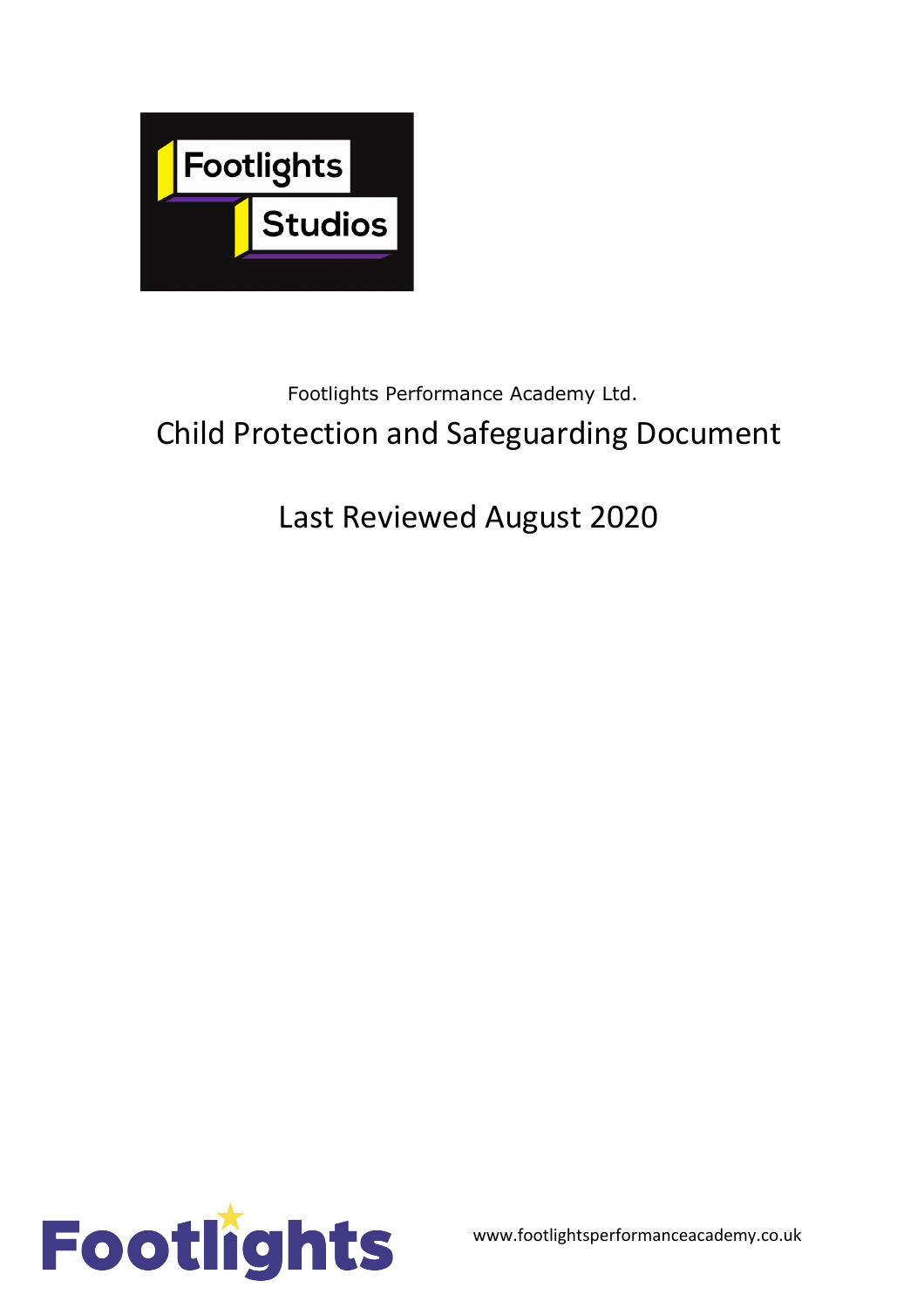Footlights Studios

Footlights Performance Academy Ltd.

# Child Protection and Safeguarding Document

## Last Reviewed August 2020

Footlights

www.footlightsperformanceacademy.co.uk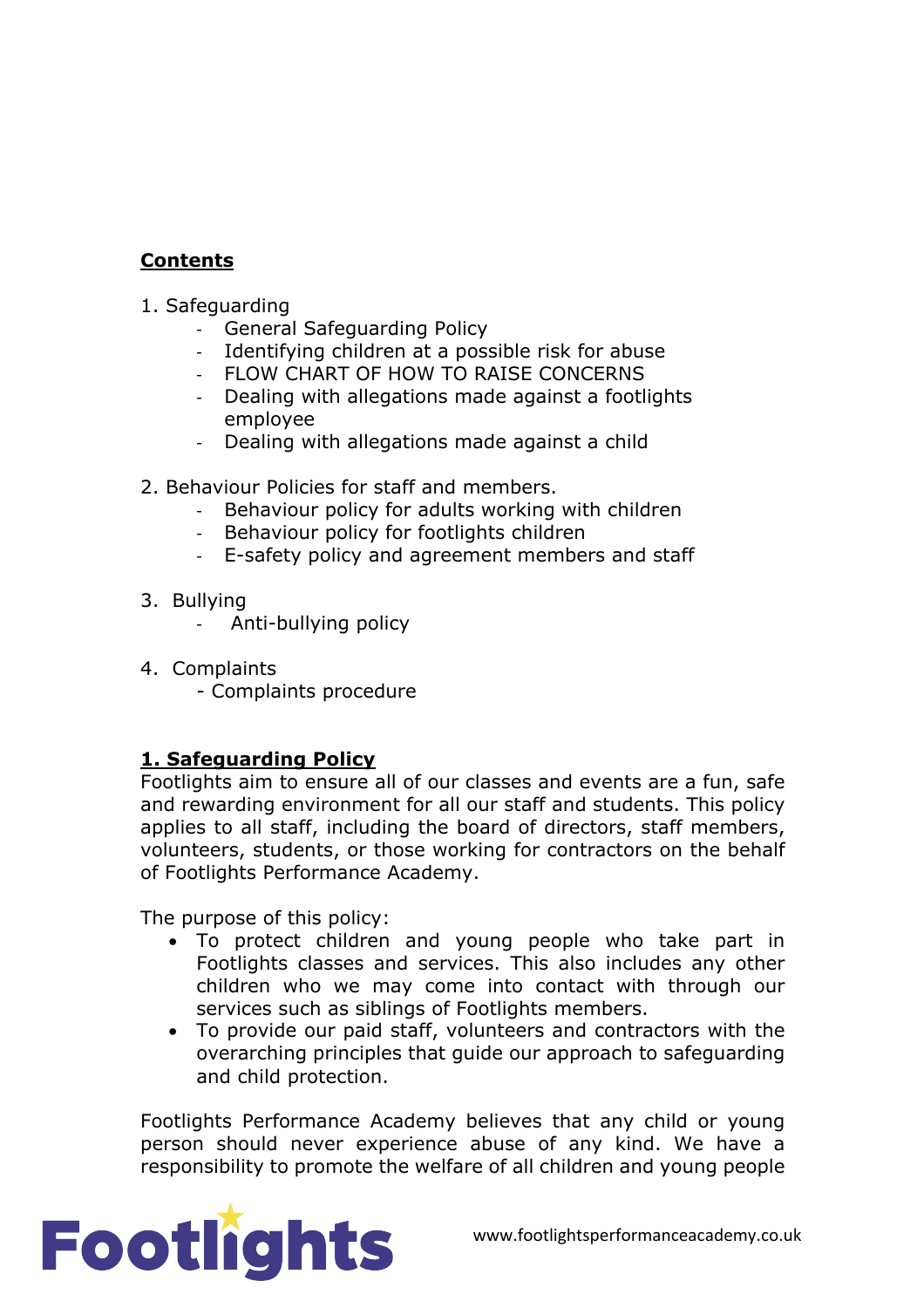## Contents

1. Safeguarding
   - General Safeguarding Policy
   - Identifying children at a possible risk for abuse
   - FLOW CHART OF HOW TO RAISE CONCERNS
   - Dealing with allegations made against a footlights employee
   - Dealing with allegations made against a child

2. Behaviour Policies for staff and members.
   - Behaviour policy for adults working with children
   - Behaviour policy for footlights children
   - E-safety policy and agreement members and staff

3. Bullying
   - Anti-bullying policy

4. Complaints
   - Complaints procedure

## 1. Safeguarding Policy

Footlights aim to ensure all of our classes and events are a fun, safe and rewarding environment for all our staff and students. This policy applies to all staff, including the board of directors, staff members, volunteers, students, or those working for contractors on the behalf of Footlights Performance Academy.

The purpose of this policy:

- To protect children and young people who take part in Footlights classes and services. This also includes any other children who we may come into contact with through our services such as siblings of Footlights members.
- To provide our paid staff, volunteers and contractors with the overarching principles that guide our approach to safeguarding and child protection.

Footlights Performance Academy believes that any child or young person should never experience abuse of any kind. We have a responsibility to promote the welfare of all children and young people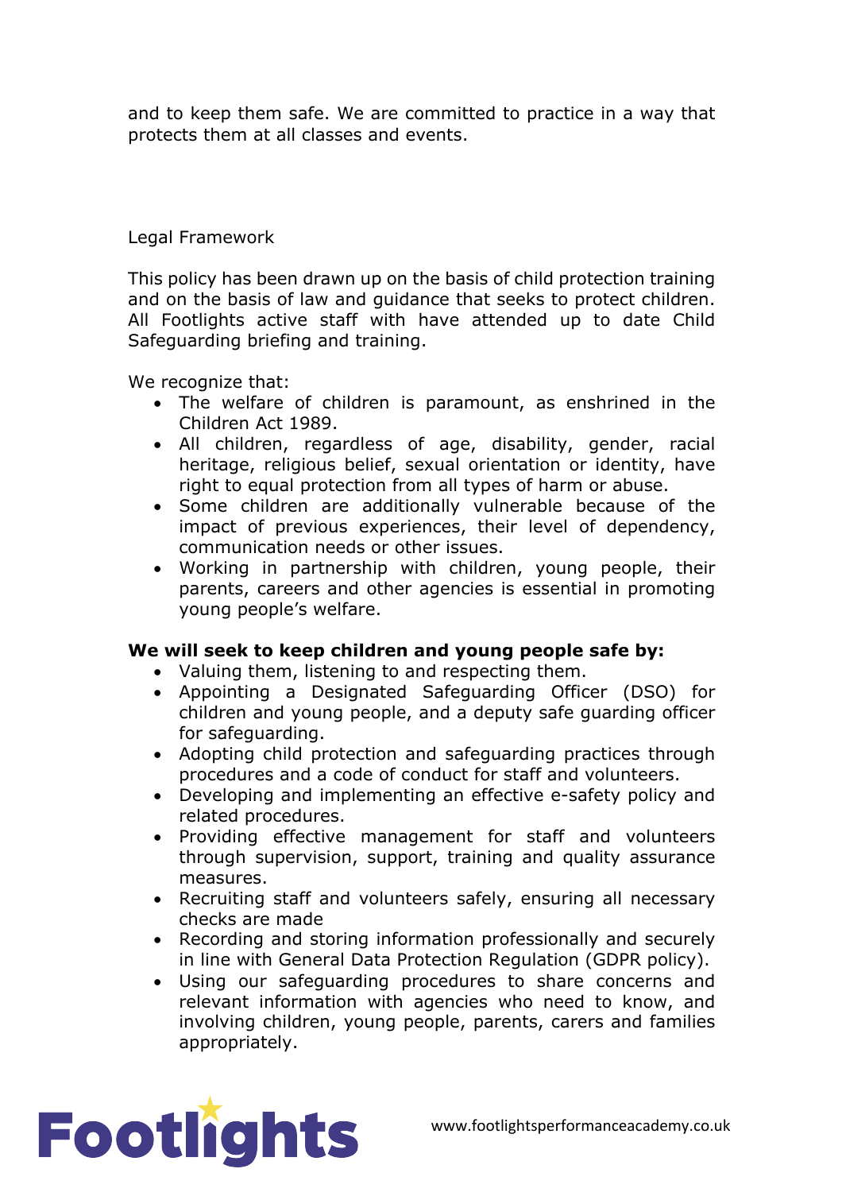and to keep them safe. We are committed to practice in a way that protects them at all classes and events.

Legal Framework

This policy has been drawn up on the basis of child protection training and on the basis of law and guidance that seeks to protect children. All Footlights active staff with have attended up to date Child Safeguarding briefing and training.

We recognize that:

- The welfare of children is paramount, as enshrined in the Children Act 1989.
- All children, regardless of age, disability, gender, racial heritage, religious belief, sexual orientation or identity, have right to equal protection from all types of harm or abuse.
- Some children are additionally vulnerable because of the impact of previous experiences, their level of dependency, communication needs or other issues.
- Working in partnership with children, young people, their parents, careers and other agencies is essential in promoting young people's welfare.

**We will seek to keep children and young people safe by:**

- Valuing them, listening to and respecting them.
- Appointing a Designated Safeguarding Officer (DSO) for children and young people, and a deputy safe guarding officer for safeguarding.
- Adopting child protection and safeguarding practices through procedures and a code of conduct for staff and volunteers.
- Developing and implementing an effective e-safety policy and related procedures.
- Providing effective management for staff and volunteers through supervision, support, training and quality assurance measures.
- Recruiting staff and volunteers safely, ensuring all necessary checks are made
- Recording and storing information professionally and securely in line with General Data Protection Regulation (GDPR policy).
- Using our safeguarding procedures to share concerns and relevant information with agencies who need to know, and involving children, young people, parents, carers and families appropriately.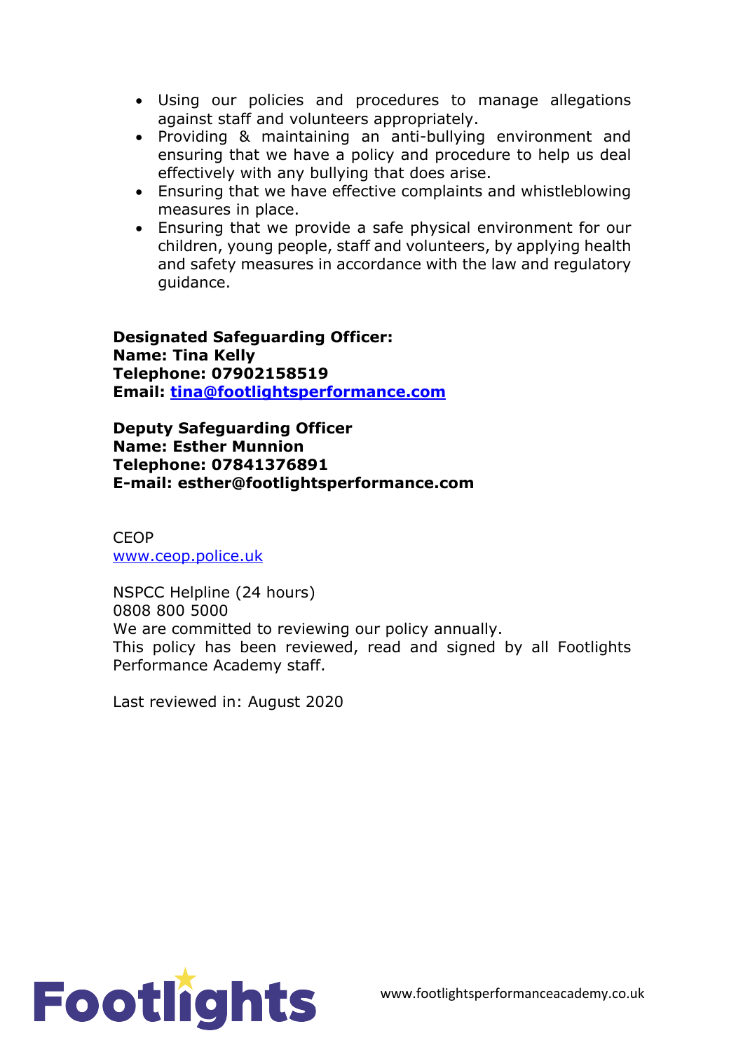- Using our policies and procedures to manage allegations against staff and volunteers appropriately.
- Providing & maintaining an anti-bullying environment and ensuring that we have a policy and procedure to help us deal effectively with any bullying that does arise.
- Ensuring that we have effective complaints and whistleblowing measures in place.
- Ensuring that we provide a safe physical environment for our children, young people, staff and volunteers, by applying health and safety measures in accordance with the law and regulatory guidance.

**Designated Safeguarding Officer:**
**Name: Tina Kelly**
**Telephone: 07902158519**
**Email: tina@footlightsperformance.com**

**Deputy Safeguarding Officer**
**Name: Esther Munnion**
**Telephone: 07841376891**
**E-mail: esther@footlightsperformance.com**

CEOP
www.ceop.police.uk

NSPCC Helpline (24 hours)
0808 800 5000
We are committed to reviewing our policy annually.
This policy has been reviewed, read and signed by all Footlights Performance Academy staff.

Last reviewed in: August 2020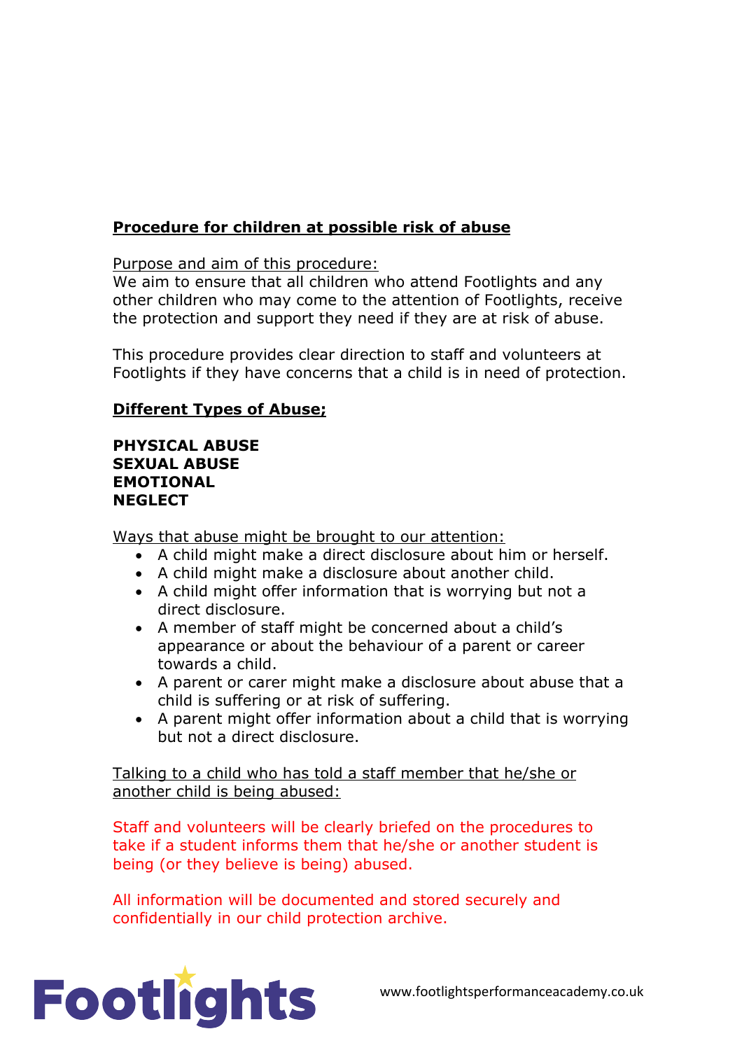**Procedure for children at possible risk of abuse**

Purpose and aim of this procedure:
We aim to ensure that all children who attend Footlights and any other children who may come to the attention of Footlights, receive the protection and support they need if they are at risk of abuse.

This procedure provides clear direction to staff and volunteers at Footlights if they have concerns that a child is in need of protection.

**Different Types of Abuse;**

**PHYSICAL ABUSE**
**SEXUAL ABUSE**
**EMOTIONAL**
**NEGLECT**

Ways that abuse might be brought to our attention:

- A child might make a direct disclosure about him or herself.
- A child might make a disclosure about another child.
- A child might offer information that is worrying but not a direct disclosure.
- A member of staff might be concerned about a child's appearance or about the behaviour of a parent or career towards a child.
- A parent or carer might make a disclosure about abuse that a child is suffering or at risk of suffering.
- A parent might offer information about a child that is worrying but not a direct disclosure.

Talking to a child who has told a staff member that he/she or another child is being abused:

Staff and volunteers will be clearly briefed on the procedures to take if a student informs them that he/she or another student is being (or they believe is being) abused.

All information will be documented and stored securely and confidentially in our child protection archive.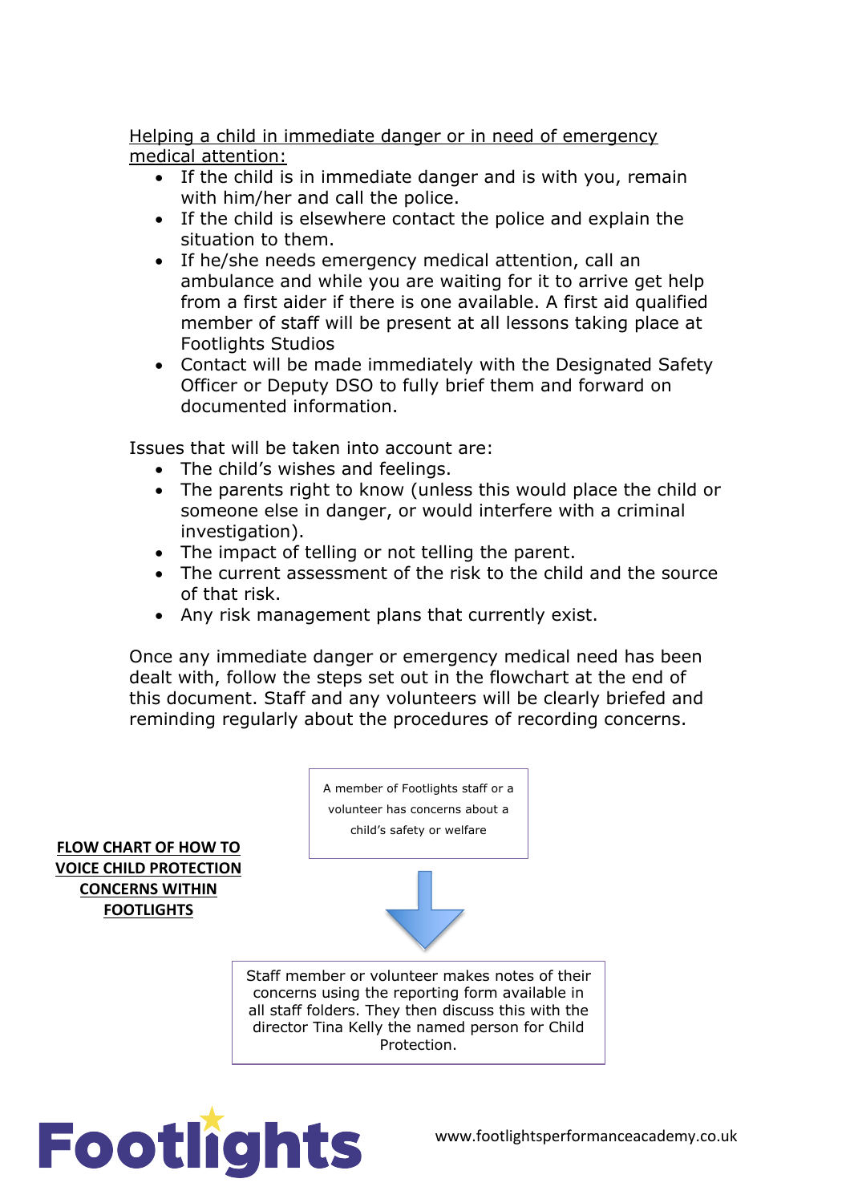Helping a child in immediate danger or in need of emergency medical attention:

- If the child is in immediate danger and is with you, remain with him/her and call the police.
- If the child is elsewhere contact the police and explain the situation to them.
- If he/she needs emergency medical attention, call an ambulance and while you are waiting for it to arrive get help from a first aider if there is one available. A first aid qualified member of staff will be present at all lessons taking place at Footlights Studios
- Contact will be made immediately with the Designated Safety Officer or Deputy DSO to fully brief them and forward on documented information.

Issues that will be taken into account are:

- The child's wishes and feelings.
- The parents right to know (unless this would place the child or someone else in danger, or would interfere with a criminal investigation).
- The impact of telling or not telling the parent.
- The current assessment of the risk to the child and the source of that risk.
- Any risk management plans that currently exist.

Once any immediate danger or emergency medical need has been dealt with, follow the steps set out in the flowchart at the end of this document. Staff and any volunteers will be clearly briefed and reminding regularly about the procedures of recording concerns.

**FLOW CHART OF HOW TO VOICE CHILD PROTECTION CONCERNS WITHIN FOOTLIGHTS**

A member of Footlights staff or a volunteer has concerns about a child's safety or welfare

↓

Staff member or volunteer makes notes of their concerns using the reporting form available in all staff folders. They then discuss this with the director Tina Kelly the named person for Child Protection.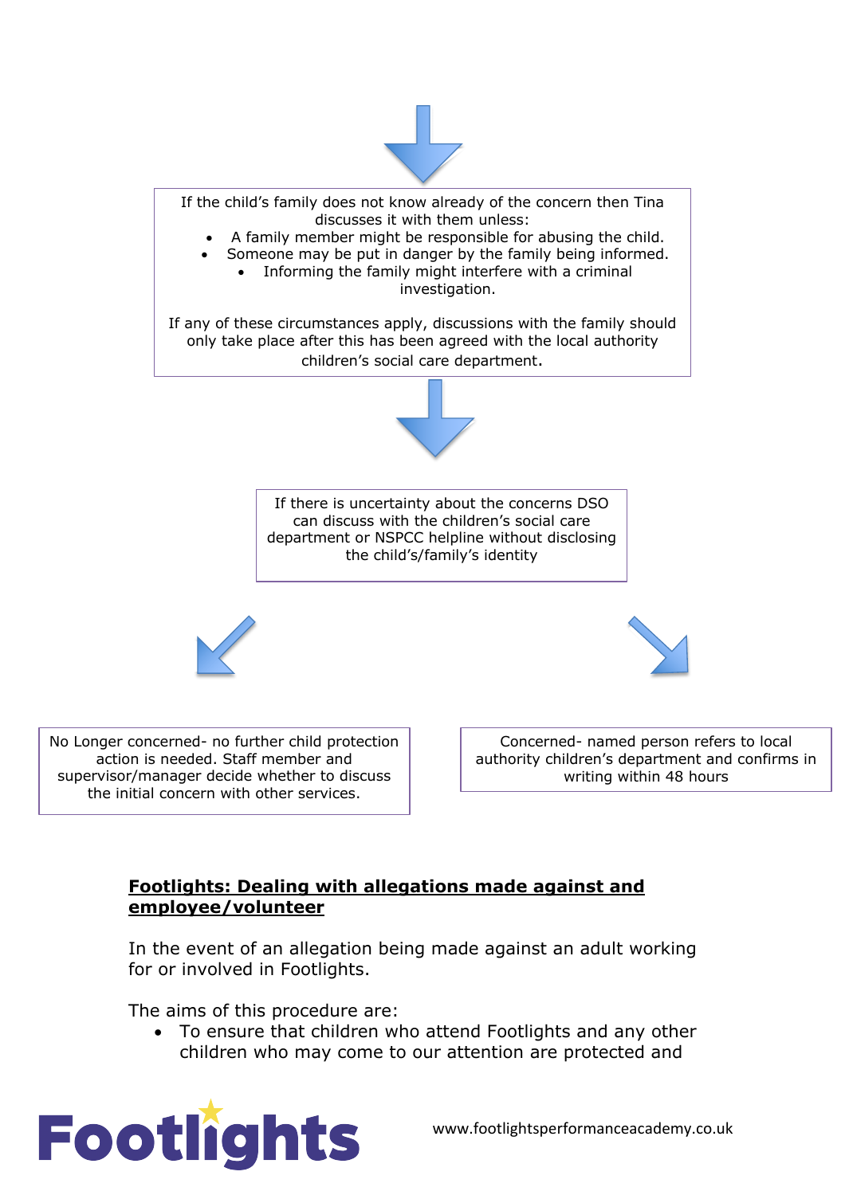If the child's family does not know already of the concern then Tina discusses it with them unless:

- A family member might be responsible for abusing the child.
- Someone may be put in danger by the family being informed.
- Informing the family might interfere with a criminal investigation.

If any of these circumstances apply, discussions with the family should only take place after this has been agreed with the local authority children's social care department.

If there is uncertainty about the concerns DSO can discuss with the children's social care department or NSPCC helpline without disclosing the child's/family's identity

No Longer concerned- no further child protection action is needed. Staff member and supervisor/manager decide whether to discuss the initial concern with other services.

Concerned- named person refers to local authority children's department and confirms in writing within 48 hours

## **Footlights: Dealing with allegations made against and employee/volunteer**

In the event of an allegation being made against an adult working for or involved in Footlights.

The aims of this procedure are:

- To ensure that children who attend Footlights and any other children who may come to our attention are protected and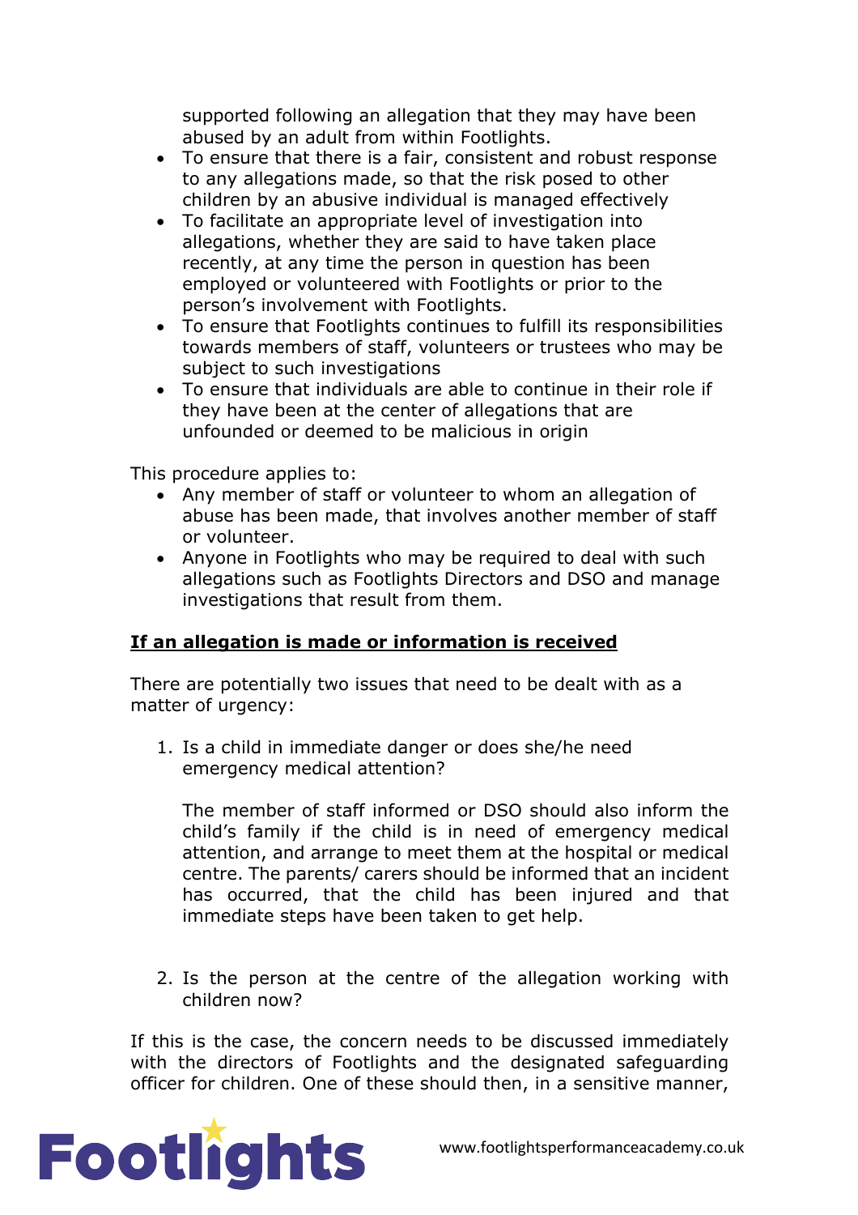supported following an allegation that they may have been abused by an adult from within Footlights.

- To ensure that there is a fair, consistent and robust response to any allegations made, so that the risk posed to other children by an abusive individual is managed effectively
- To facilitate an appropriate level of investigation into allegations, whether they are said to have taken place recently, at any time the person in question has been employed or volunteered with Footlights or prior to the person's involvement with Footlights.
- To ensure that Footlights continues to fulfill its responsibilities towards members of staff, volunteers or trustees who may be subject to such investigations
- To ensure that individuals are able to continue in their role if they have been at the center of allegations that are unfounded or deemed to be malicious in origin

This procedure applies to:

- Any member of staff or volunteer to whom an allegation of abuse has been made, that involves another member of staff or volunteer.
- Anyone in Footlights who may be required to deal with such allegations such as Footlights Directors and DSO and manage investigations that result from them.

## **If an allegation is made or information is received**

There are potentially two issues that need to be dealt with as a matter of urgency:

1. Is a child in immediate danger or does she/he need emergency medical attention?

   The member of staff informed or DSO should also inform the child's family if the child is in need of emergency medical attention, and arrange to meet them at the hospital or medical centre. The parents/ carers should be informed that an incident has occurred, that the child has been injured and that immediate steps have been taken to get help.

2. Is the person at the centre of the allegation working with children now?

If this is the case, the concern needs to be discussed immediately with the directors of Footlights and the designated safeguarding officer for children. One of these should then, in a sensitive manner,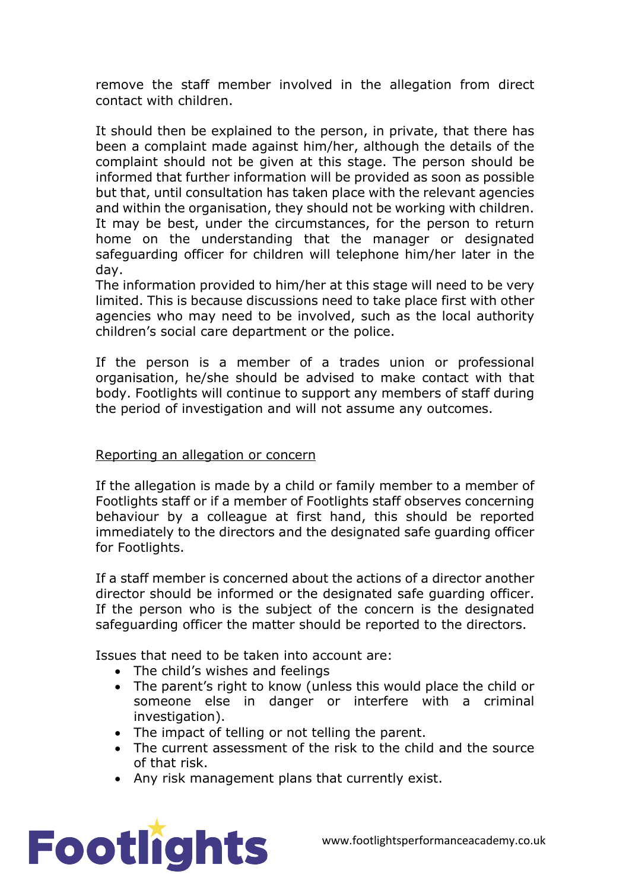remove the staff member involved in the allegation from direct contact with children.

It should then be explained to the person, in private, that there has been a complaint made against him/her, although the details of the complaint should not be given at this stage. The person should be informed that further information will be provided as soon as possible but that, until consultation has taken place with the relevant agencies and within the organisation, they should not be working with children. It may be best, under the circumstances, for the person to return home on the understanding that the manager or designated safeguarding officer for children will telephone him/her later in the day.
The information provided to him/her at this stage will need to be very limited. This is because discussions need to take place first with other agencies who may need to be involved, such as the local authority children's social care department or the police.

If the person is a member of a trades union or professional organisation, he/she should be advised to make contact with that body. Footlights will continue to support any members of staff during the period of investigation and will not assume any outcomes.

<u>Reporting an allegation or concern</u>

If the allegation is made by a child or family member to a member of Footlights staff or if a member of Footlights staff observes concerning behaviour by a colleague at first hand, this should be reported immediately to the directors and the designated safe guarding officer for Footlights.

If a staff member is concerned about the actions of a director another director should be informed or the designated safe guarding officer. If the person who is the subject of the concern is the designated safeguarding officer the matter should be reported to the directors.

Issues that need to be taken into account are:

- The child's wishes and feelings
- The parent's right to know (unless this would place the child or someone else in danger or interfere with a criminal investigation).
- The impact of telling or not telling the parent.
- The current assessment of the risk to the child and the source of that risk.
- Any risk management plans that currently exist.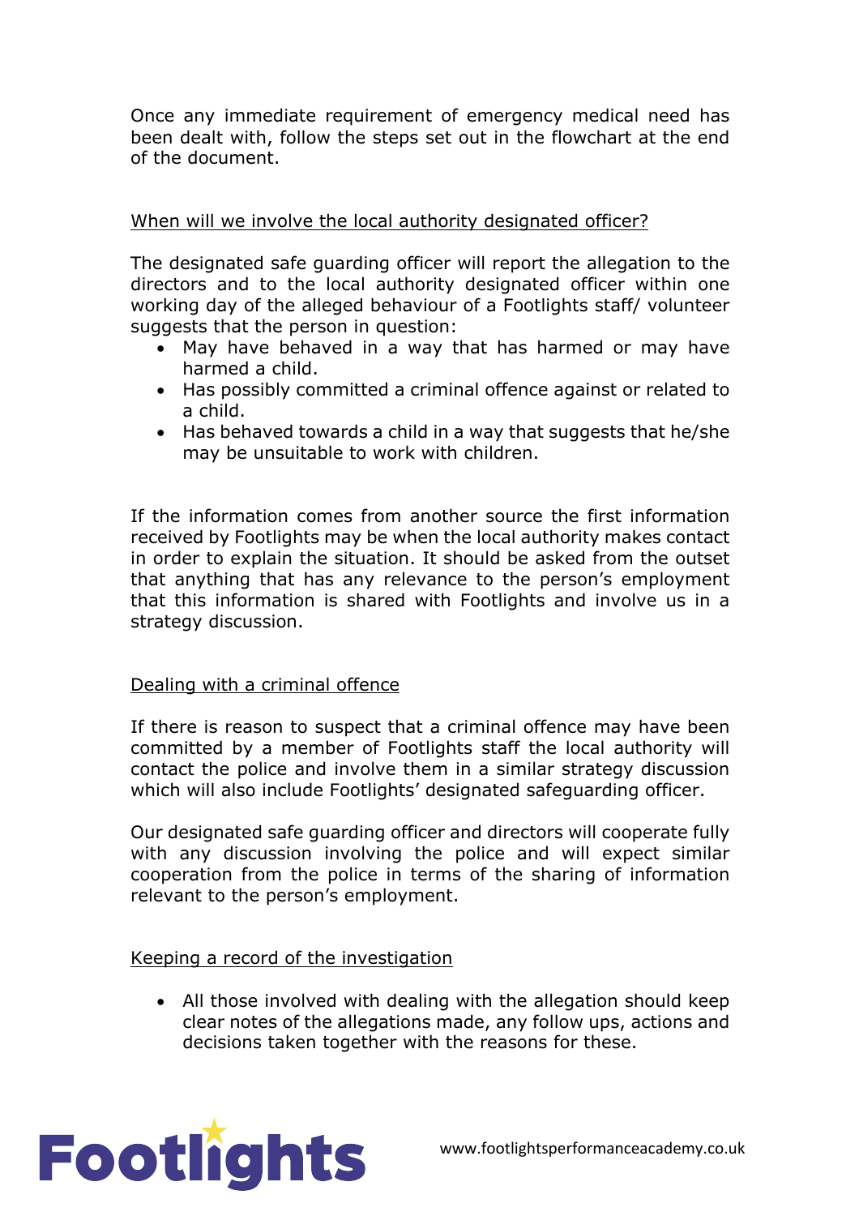Once any immediate requirement of emergency medical need has been dealt with, follow the steps set out in the flowchart at the end of the document.

## When will we involve the local authority designated officer?

The designated safe guarding officer will report the allegation to the directors and to the local authority designated officer within one working day of the alleged behaviour of a Footlights staff/ volunteer suggests that the person in question:

- May have behaved in a way that has harmed or may have harmed a child.
- Has possibly committed a criminal offence against or related to a child.
- Has behaved towards a child in a way that suggests that he/she may be unsuitable to work with children.

If the information comes from another source the first information received by Footlights may be when the local authority makes contact in order to explain the situation. It should be asked from the outset that anything that has any relevance to the person's employment that this information is shared with Footlights and involve us in a strategy discussion.

## Dealing with a criminal offence

If there is reason to suspect that a criminal offence may have been committed by a member of Footlights staff the local authority will contact the police and involve them in a similar strategy discussion which will also include Footlights' designated safeguarding officer.

Our designated safe guarding officer and directors will cooperate fully with any discussion involving the police and will expect similar cooperation from the police in terms of the sharing of information relevant to the person's employment.

## Keeping a record of the investigation

- All those involved with dealing with the allegation should keep clear notes of the allegations made, any follow ups, actions and decisions taken together with the reasons for these.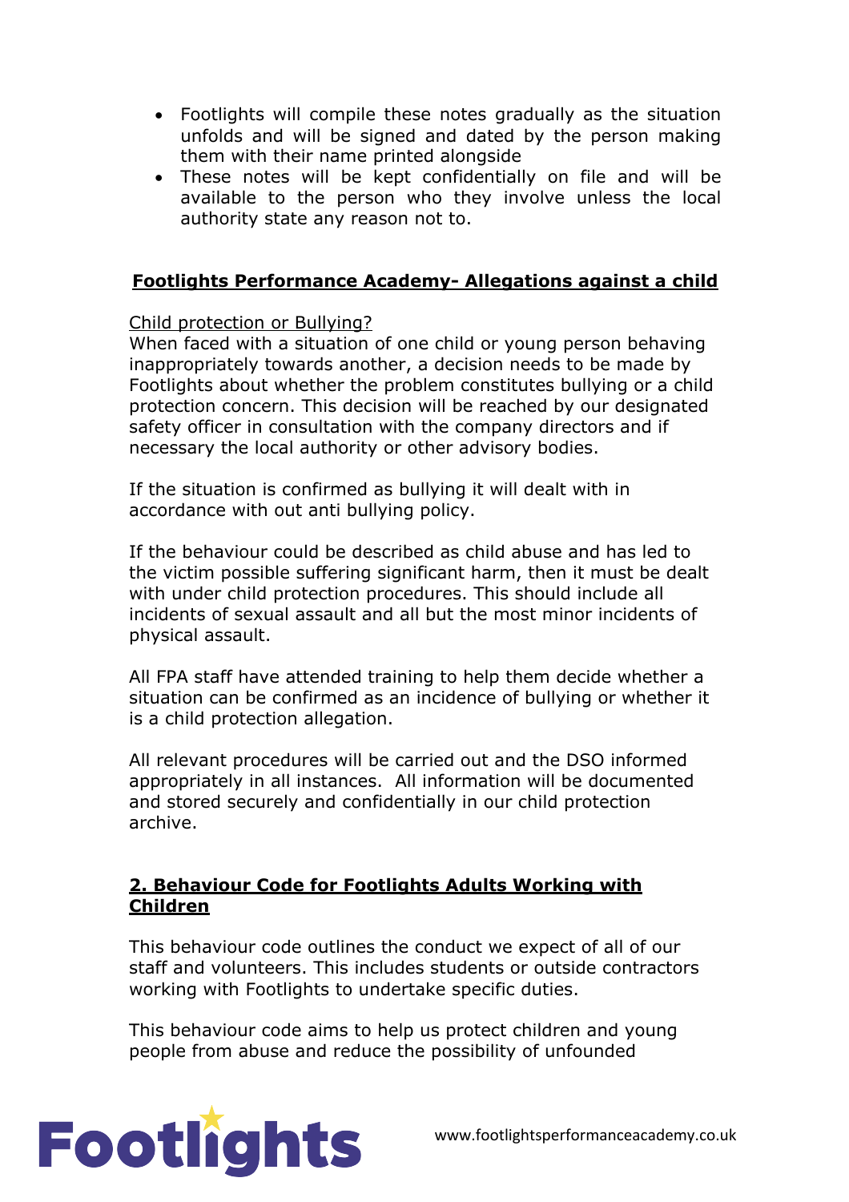- Footlights will compile these notes gradually as the situation unfolds and will be signed and dated by the person making them with their name printed alongside
- These notes will be kept confidentially on file and will be available to the person who they involve unless the local authority state any reason not to.

## Footlights Performance Academy- Allegations against a child

Child protection or Bullying?

When faced with a situation of one child or young person behaving inappropriately towards another, a decision needs to be made by Footlights about whether the problem constitutes bullying or a child protection concern. This decision will be reached by our designated safety officer in consultation with the company directors and if necessary the local authority or other advisory bodies.

If the situation is confirmed as bullying it will dealt with in accordance with out anti bullying policy.

If the behaviour could be described as child abuse and has led to the victim possible suffering significant harm, then it must be dealt with under child protection procedures. This should include all incidents of sexual assault and all but the most minor incidents of physical assault.

All FPA staff have attended training to help them decide whether a situation can be confirmed as an incidence of bullying or whether it is a child protection allegation.

All relevant procedures will be carried out and the DSO informed appropriately in all instances. All information will be documented and stored securely and confidentially in our child protection archive.

## 2. Behaviour Code for Footlights Adults Working with Children

This behaviour code outlines the conduct we expect of all of our staff and volunteers. This includes students or outside contractors working with Footlights to undertake specific duties.

This behaviour code aims to help us protect children and young people from abuse and reduce the possibility of unfounded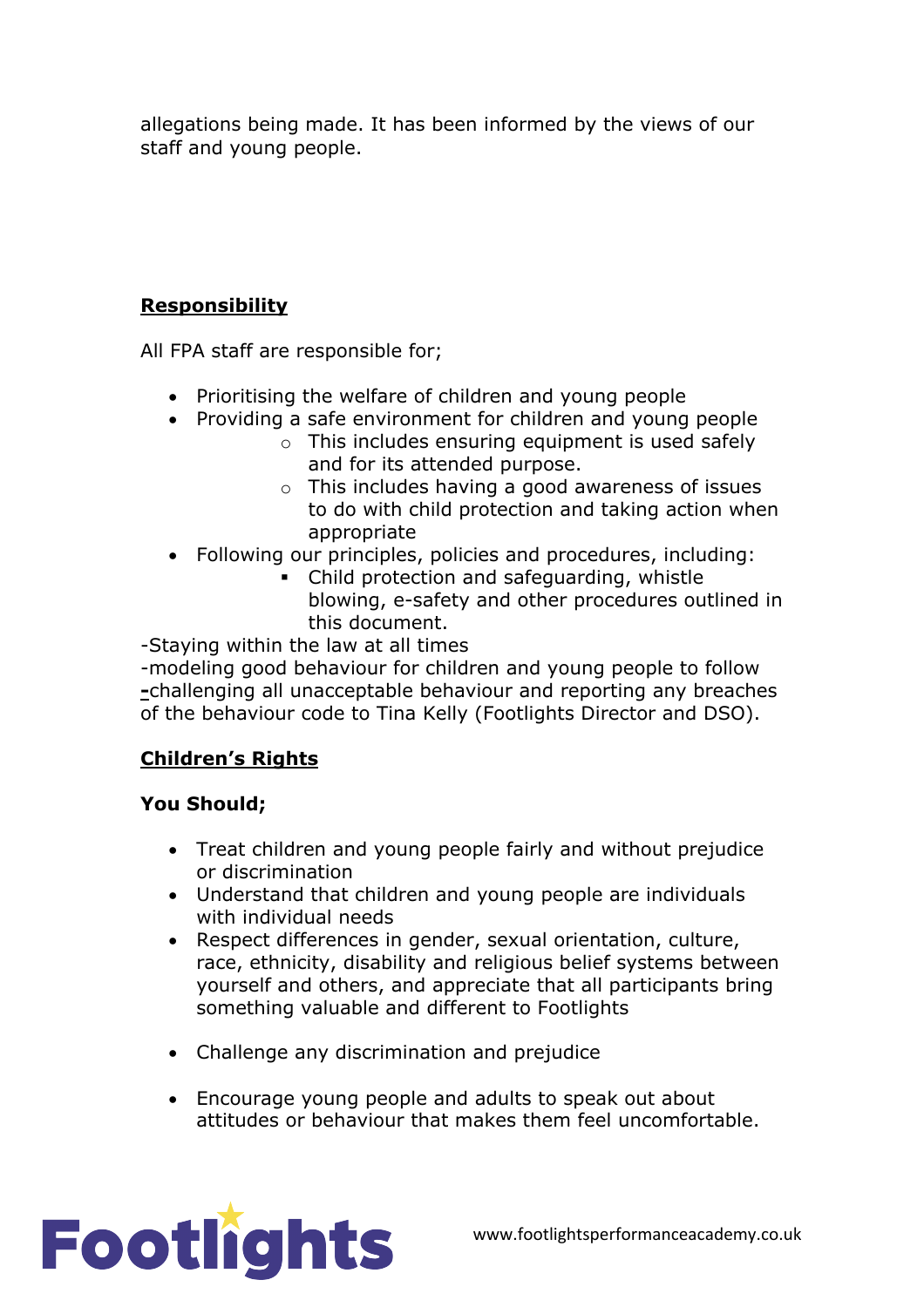allegations being made. It has been informed by the views of our staff and young people.

**Responsibility**

All FPA staff are responsible for;

- Prioritising the welfare of children and young people
- Providing a safe environment for children and young people
    - This includes ensuring equipment is used safely and for its attended purpose.
    - This includes having a good awareness of issues to do with child protection and taking action when appropriate
- Following our principles, policies and procedures, including:
    - Child protection and safeguarding, whistle blowing, e-safety and other procedures outlined in this document.

-Staying within the law at all times
-modeling good behaviour for children and young people to follow
-challenging all unacceptable behaviour and reporting any breaches of the behaviour code to Tina Kelly (Footlights Director and DSO).

**Children's Rights**

**You Should;**

- Treat children and young people fairly and without prejudice or discrimination
- Understand that children and young people are individuals with individual needs
- Respect differences in gender, sexual orientation, culture, race, ethnicity, disability and religious belief systems between yourself and others, and appreciate that all participants bring something valuable and different to Footlights
- Challenge any discrimination and prejudice
- Encourage young people and adults to speak out about attitudes or behaviour that makes them feel uncomfortable.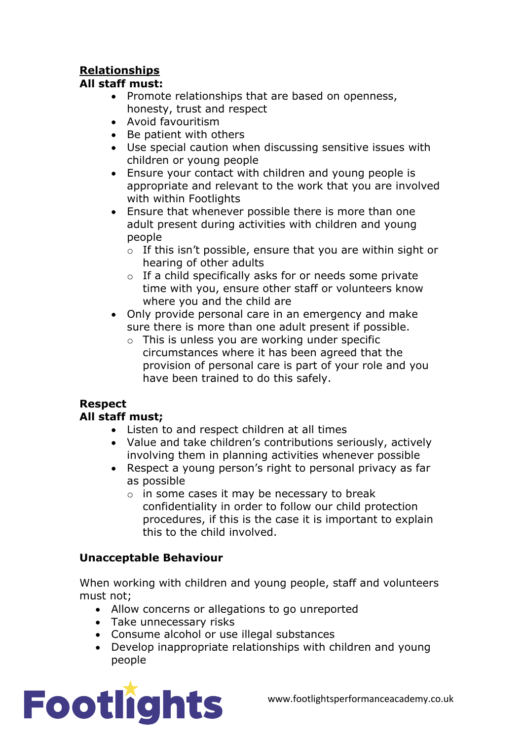**Relationships**

**All staff must:**

- Promote relationships that are based on openness, honesty, trust and respect
- Avoid favouritism
- Be patient with others
- Use special caution when discussing sensitive issues with children or young people
- Ensure your contact with children and young people is appropriate and relevant to the work that you are involved with within Footlights
- Ensure that whenever possible there is more than one adult present during activities with children and young people
  - If this isn't possible, ensure that you are within sight or hearing of other adults
  - If a child specifically asks for or needs some private time with you, ensure other staff or volunteers know where you and the child are
- Only provide personal care in an emergency and make sure there is more than one adult present if possible.
  - This is unless you are working under specific circumstances where it has been agreed that the provision of personal care is part of your role and you have been trained to do this safely.

**Respect**

**All staff must;**

- Listen to and respect children at all times
- Value and take children's contributions seriously, actively involving them in planning activities whenever possible
- Respect a young person's right to personal privacy as far as possible
  - in some cases it may be necessary to break confidentiality in order to follow our child protection procedures, if this is the case it is important to explain this to the child involved.

**Unacceptable Behaviour**

When working with children and young people, staff and volunteers must not;

- Allow concerns or allegations to go unreported
- Take unnecessary risks
- Consume alcohol or use illegal substances
- Develop inappropriate relationships with children and young people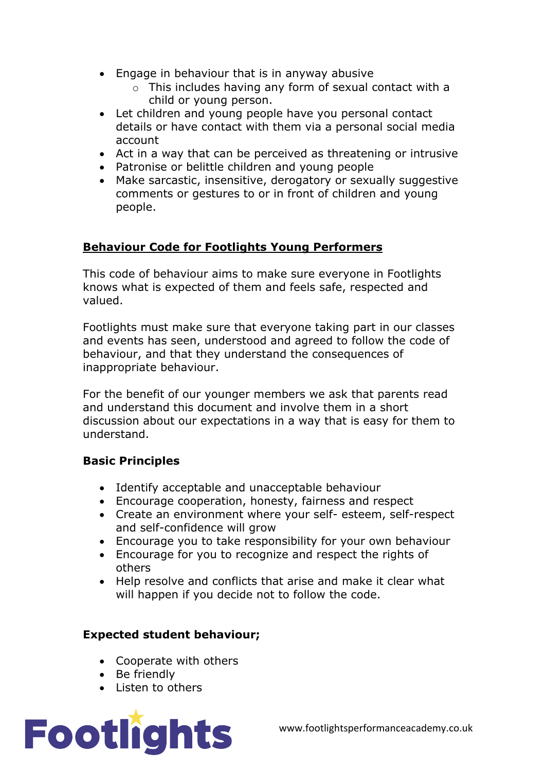- Engage in behaviour that is in anyway abusive
  - This includes having any form of sexual contact with a child or young person.
- Let children and young people have you personal contact details or have contact with them via a personal social media account
- Act in a way that can be perceived as threatening or intrusive
- Patronise or belittle children and young people
- Make sarcastic, insensitive, derogatory or sexually suggestive comments or gestures to or in front of children and young people.

## Behaviour Code for Footlights Young Performers

This code of behaviour aims to make sure everyone in Footlights knows what is expected of them and feels safe, respected and valued.

Footlights must make sure that everyone taking part in our classes and events has seen, understood and agreed to follow the code of behaviour, and that they understand the consequences of inappropriate behaviour.

For the benefit of our younger members we ask that parents read and understand this document and involve them in a short discussion about our expectations in a way that is easy for them to understand.

### Basic Principles

- Identify acceptable and unacceptable behaviour
- Encourage cooperation, honesty, fairness and respect
- Create an environment where your self- esteem, self-respect and self-confidence will grow
- Encourage you to take responsibility for your own behaviour
- Encourage for you to recognize and respect the rights of others
- Help resolve and conflicts that arise and make it clear what will happen if you decide not to follow the code.

### Expected student behaviour;

- Cooperate with others
- Be friendly
- Listen to others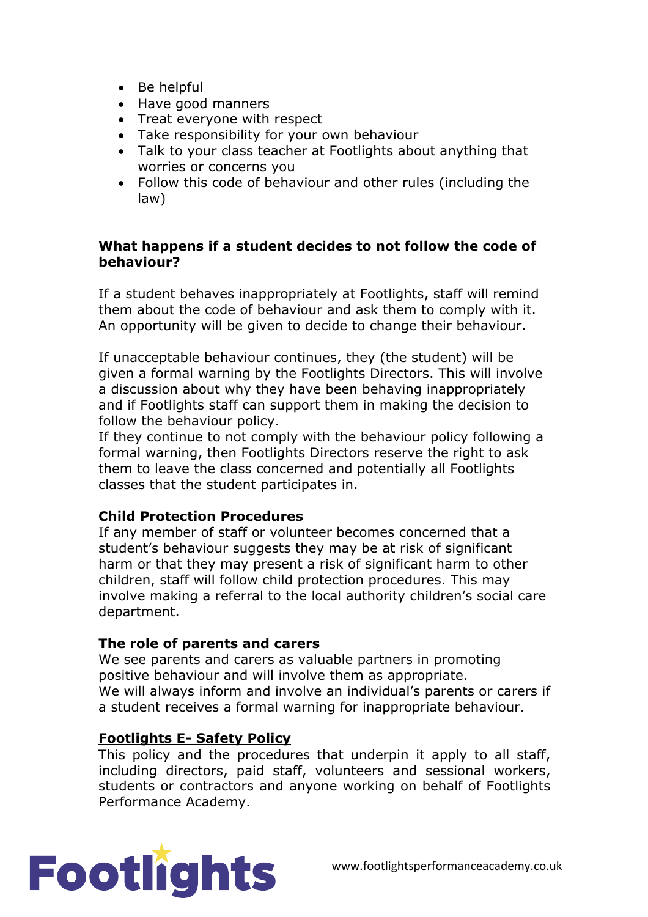- Be helpful
- Have good manners
- Treat everyone with respect
- Take responsibility for your own behaviour
- Talk to your class teacher at Footlights about anything that worries or concerns you
- Follow this code of behaviour and other rules (including the law)

**What happens if a student decides to not follow the code of behaviour?**

If a student behaves inappropriately at Footlights, staff will remind them about the code of behaviour and ask them to comply with it. An opportunity will be given to decide to change their behaviour.

If unacceptable behaviour continues, they (the student) will be given a formal warning by the Footlights Directors. This will involve a discussion about why they have been behaving inappropriately and if Footlights staff can support them in making the decision to follow the behaviour policy.
If they continue to not comply with the behaviour policy following a formal warning, then Footlights Directors reserve the right to ask them to leave the class concerned and potentially all Footlights classes that the student participates in.

**Child Protection Procedures**
If any member of staff or volunteer becomes concerned that a student's behaviour suggests they may be at risk of significant harm or that they may present a risk of significant harm to other children, staff will follow child protection procedures. This may involve making a referral to the local authority children's social care department.

**The role of parents and carers**
We see parents and carers as valuable partners in promoting positive behaviour and will involve them as appropriate.
We will always inform and involve an individual's parents or carers if a student receives a formal warning for inappropriate behaviour.

**Footlights E- Safety Policy**
This policy and the procedures that underpin it apply to all staff, including directors, paid staff, volunteers and sessional workers, students or contractors and anyone working on behalf of Footlights Performance Academy.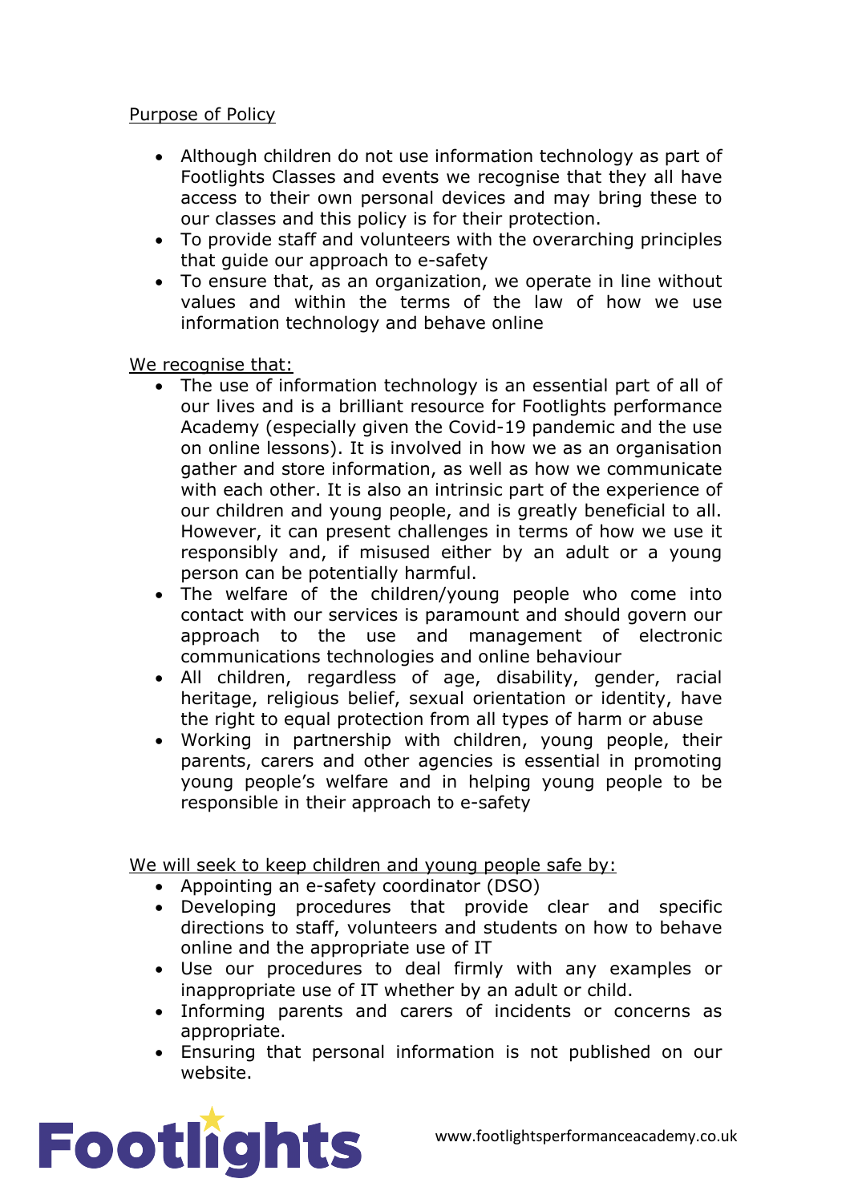Purpose of Policy

- Although children do not use information technology as part of Footlights Classes and events we recognise that they all have access to their own personal devices and may bring these to our classes and this policy is for their protection.
- To provide staff and volunteers with the overarching principles that guide our approach to e-safety
- To ensure that, as an organization, we operate in line without values and within the terms of the law of how we use information technology and behave online

We recognise that:

- The use of information technology is an essential part of all of our lives and is a brilliant resource for Footlights performance Academy (especially given the Covid-19 pandemic and the use on online lessons). It is involved in how we as an organisation gather and store information, as well as how we communicate with each other. It is also an intrinsic part of the experience of our children and young people, and is greatly beneficial to all. However, it can present challenges in terms of how we use it responsibly and, if misused either by an adult or a young person can be potentially harmful.
- The welfare of the children/young people who come into contact with our services is paramount and should govern our approach to the use and management of electronic communications technologies and online behaviour
- All children, regardless of age, disability, gender, racial heritage, religious belief, sexual orientation or identity, have the right to equal protection from all types of harm or abuse
- Working in partnership with children, young people, their parents, carers and other agencies is essential in promoting young people's welfare and in helping young people to be responsible in their approach to e-safety

We will seek to keep children and young people safe by:

- Appointing an e-safety coordinator (DSO)
- Developing procedures that provide clear and specific directions to staff, volunteers and students on how to behave online and the appropriate use of IT
- Use our procedures to deal firmly with any examples or inappropriate use of IT whether by an adult or child.
- Informing parents and carers of incidents or concerns as appropriate.
- Ensuring that personal information is not published on our website.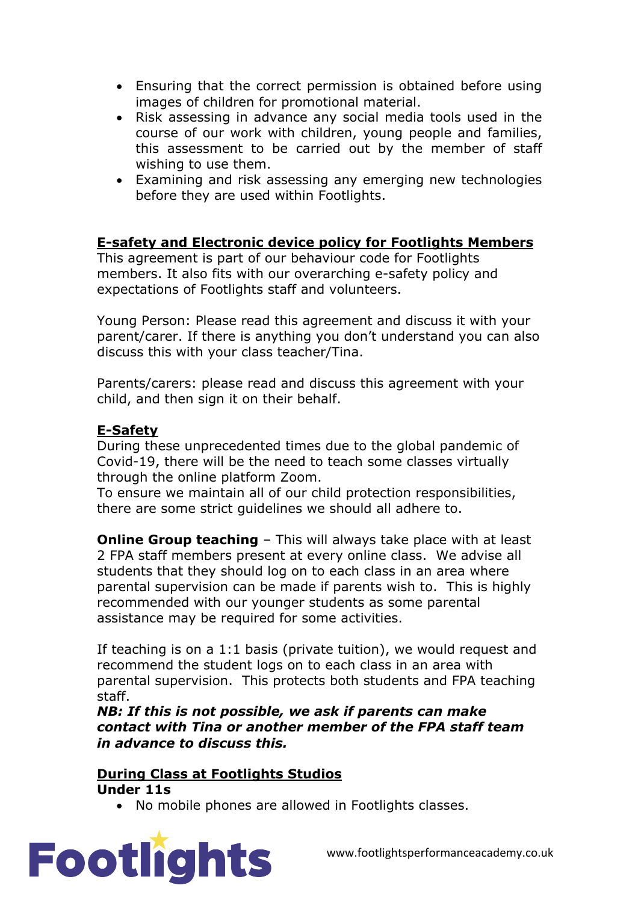- Ensuring that the correct permission is obtained before using images of children for promotional material.
- Risk assessing in advance any social media tools used in the course of our work with children, young people and families, this assessment to be carried out by the member of staff wishing to use them.
- Examining and risk assessing any emerging new technologies before they are used within Footlights.

## E-safety and Electronic device policy for Footlights Members

This agreement is part of our behaviour code for Footlights members. It also fits with our overarching e-safety policy and expectations of Footlights staff and volunteers.

Young Person: Please read this agreement and discuss it with your parent/carer. If there is anything you don't understand you can also discuss this with your class teacher/Tina.

Parents/carers: please read and discuss this agreement with your child, and then sign it on their behalf.

## E-Safety

During these unprecedented times due to the global pandemic of Covid-19, there will be the need to teach some classes virtually through the online platform Zoom.
To ensure we maintain all of our child protection responsibilities, there are some strict guidelines we should all adhere to.

**Online Group teaching** – This will always take place with at least 2 FPA staff members present at every online class. We advise all students that they should log on to each class in an area where parental supervision can be made if parents wish to. This is highly recommended with our younger students as some parental assistance may be required for some activities.

If teaching is on a 1:1 basis (private tuition), we would request and recommend the student logs on to each class in an area with parental supervision. This protects both students and FPA teaching staff.
***NB: If this is not possible, we ask if parents can make contact with Tina or another member of the FPA staff team in advance to discuss this.***

## During Class at Footlights Studios

**Under 11s**

- No mobile phones are allowed in Footlights classes.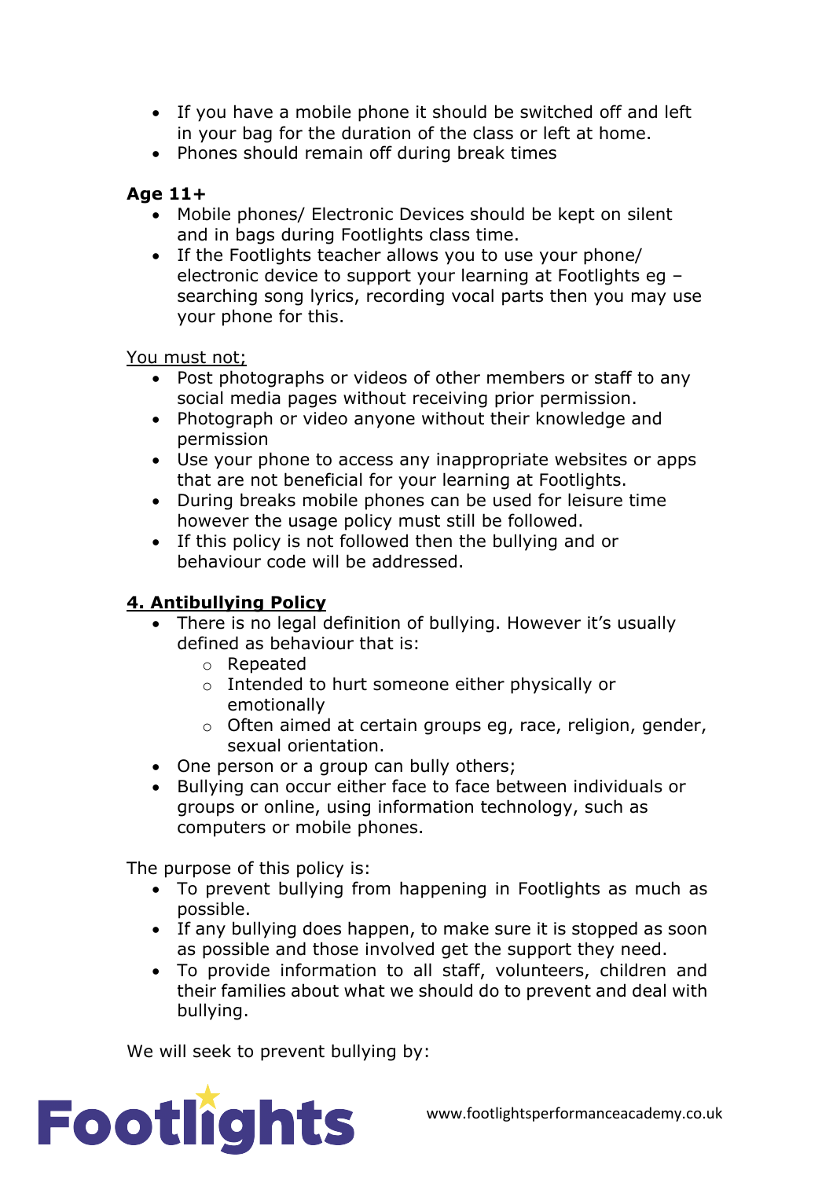- If you have a mobile phone it should be switched off and left in your bag for the duration of the class or left at home.
- Phones should remain off during break times

**Age 11+**

- Mobile phones/ Electronic Devices should be kept on silent and in bags during Footlights class time.
- If the Footlights teacher allows you to use your phone/ electronic device to support your learning at Footlights eg – searching song lyrics, recording vocal parts then you may use your phone for this.

You must not;

- Post photographs or videos of other members or staff to any social media pages without receiving prior permission.
- Photograph or video anyone without their knowledge and permission
- Use your phone to access any inappropriate websites or apps that are not beneficial for your learning at Footlights.
- During breaks mobile phones can be used for leisure time however the usage policy must still be followed.
- If this policy is not followed then the bullying and or behaviour code will be addressed.

## 4. Antibullying Policy

- There is no legal definition of bullying. However it's usually defined as behaviour that is:
  - Repeated
  - Intended to hurt someone either physically or emotionally
  - Often aimed at certain groups eg, race, religion, gender, sexual orientation.
- One person or a group can bully others;
- Bullying can occur either face to face between individuals or groups or online, using information technology, such as computers or mobile phones.

The purpose of this policy is:

- To prevent bullying from happening in Footlights as much as possible.
- If any bullying does happen, to make sure it is stopped as soon as possible and those involved get the support they need.
- To provide information to all staff, volunteers, children and their families about what we should do to prevent and deal with bullying.

We will seek to prevent bullying by: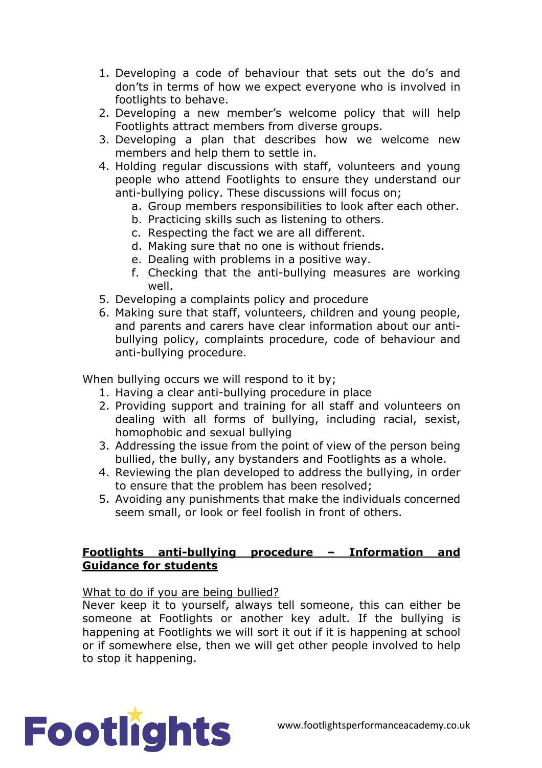1. Developing a code of behaviour that sets out the do's and don'ts in terms of how we expect everyone who is involved in footlights to behave.
2. Developing a new member's welcome policy that will help Footlights attract members from diverse groups.
3. Developing a plan that describes how we welcome new members and help them to settle in.
4. Holding regular discussions with staff, volunteers and young people who attend Footlights to ensure they understand our anti-bullying policy. These discussions will focus on;
    a. Group members responsibilities to look after each other.
    b. Practicing skills such as listening to others.
    c. Respecting the fact we are all different.
    d. Making sure that no one is without friends.
    e. Dealing with problems in a positive way.
    f. Checking that the anti-bullying measures are working well.
5. Developing a complaints policy and procedure
6. Making sure that staff, volunteers, children and young people, and parents and carers have clear information about our anti-bullying policy, complaints procedure, code of behaviour and anti-bullying procedure.

When bullying occurs we will respond to it by;

1. Having a clear anti-bullying procedure in place
2. Providing support and training for all staff and volunteers on dealing with all forms of bullying, including racial, sexist, homophobic and sexual bullying
3. Addressing the issue from the point of view of the person being bullied, the bully, any bystanders and Footlights as a whole.
4. Reviewing the plan developed to address the bullying, in order to ensure that the problem has been resolved;
5. Avoiding any punishments that make the individuals concerned seem small, or look or feel foolish in front of others.

## <u>**Footlights anti-bullying procedure – Information and Guidance for students**</u>

<u>What to do if you are being bullied?</u>

Never keep it to yourself, always tell someone, this can either be someone at Footlights or another key adult. If the bullying is happening at Footlights we will sort it out if it is happening at school or if somewhere else, then we will get other people involved to help to stop it happening.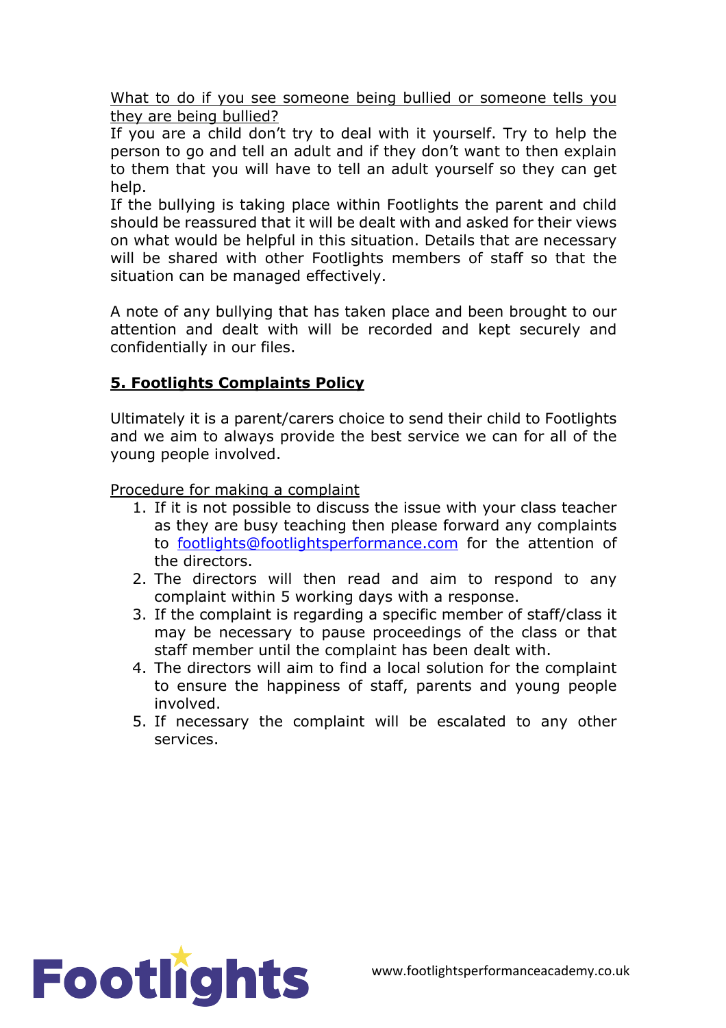What to do if you see someone being bullied or someone tells you they are being bullied?

If you are a child don't try to deal with it yourself. Try to help the person to go and tell an adult and if they don't want to then explain to them that you will have to tell an adult yourself so they can get help.

If the bullying is taking place within Footlights the parent and child should be reassured that it will be dealt with and asked for their views on what would be helpful in this situation. Details that are necessary will be shared with other Footlights members of staff so that the situation can be managed effectively.

A note of any bullying that has taken place and been brought to our attention and dealt with will be recorded and kept securely and confidentially in our files.

## 5. Footlights Complaints Policy

Ultimately it is a parent/carers choice to send their child to Footlights and we aim to always provide the best service we can for all of the young people involved.

Procedure for making a complaint

1. If it is not possible to discuss the issue with your class teacher as they are busy teaching then please forward any complaints to footlights@footlightsperformance.com for the attention of the directors.
2. The directors will then read and aim to respond to any complaint within 5 working days with a response.
3. If the complaint is regarding a specific member of staff/class it may be necessary to pause proceedings of the class or that staff member until the complaint has been dealt with.
4. The directors will aim to find a local solution for the complaint to ensure the happiness of staff, parents and young people involved.
5. If necessary the complaint will be escalated to any other services.